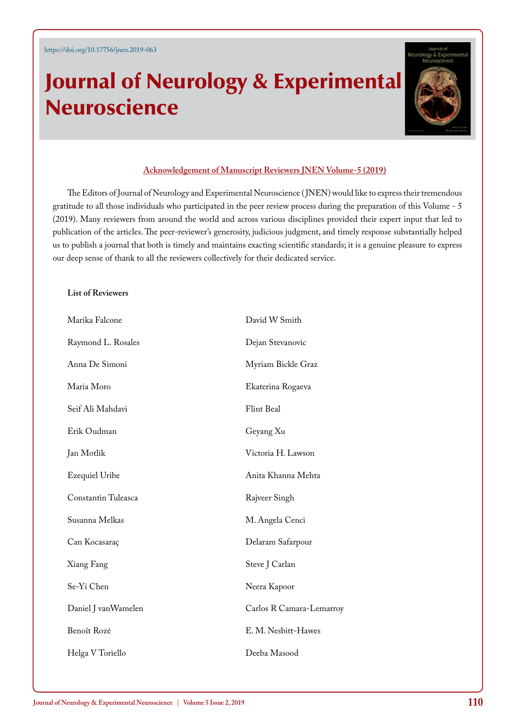https://doi.org/10.17756/jnen.2019-063

# Journal of Neurology & Experimental Neuroscience

## Acknowledgement of Manuscript Reviewers JNEN Volume-5 (2019)

The Editors of Journal of Neurology and Experimental Neuroscience (JNEN) would like to express their tremendous gratitude to all those individuals who participated in the peer review process during the preparation of this Volume - 5 (2019). Many reviewers from around the world and across various disciplines provided their expert input that led to publication of the articles. The peer-reviewer's generosity, judicious judgment, and timely response substantially helped us to publish a journal that both is timely and maintains exacting scientific standards; it is a genuine pleasure to express our deep sense of thank to all the reviewers collectively for their dedicated service.

**List of Reviewers**

Marika Falcone

Raymond L. Rosales

Anna De Simoni

Maria Moro

Seif Ali Mahdavi

Erik Oudman

Jan Motlik

Ezequiel Uribe

Constantin Tuleasca

Susanna Melkas

Can Kocasaraç

Xiang Fang

Se-Yi Chen

Daniel J vanWamelen

Benoît Rozé

Helga V Toriello

David W Smith

Dejan Stevanovic

Myriam Bickle Graz

Ekaterina Rogaeva

Flint Beal

Geyang Xu

Victoria H. Lawson

Anita Khanna Mehta

Rajveer Singh

M. Angela Cenci

Delaram Safarpour

Steve J Carlan

Neera Kapoor

Carlos R Camara-Lemarroy

E. M. Nesbitt-Hawes

Deeba Masood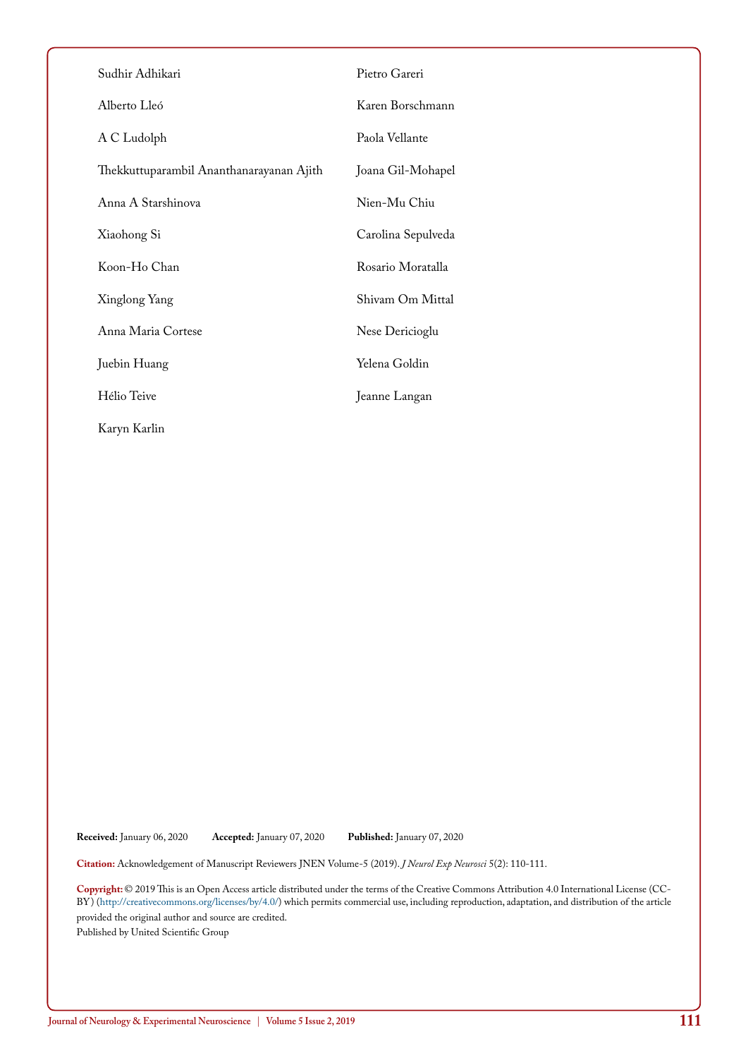Sudhir Adhikari

Alberto Lleó

A C Ludolph

Thekkuttuparambil Ananthanarayanan Ajith

Anna A Starshinova

Xiaohong Si

Koon-Ho Chan

Xinglong Yang

Anna Maria Cortese

Juebin Huang

Hélio Teive

Karyn Karlin

Pietro Gareri

Karen Borschmann

Paola Vellante

Joana Gil-Mohapel

Nien-Mu Chiu

Carolina Sepulveda

Rosario Moratalla

Shivam Om Mittal

Nese Dericioglu

Yelena Goldin

Jeanne Langan

**Received:** January 06, 2020 **Accepted:** January 07, 2020 **Published:** January 07, 2020

**Citation:** Acknowledgement of Manuscript Reviewers JNEN Volume-5 (2019). *J Neurol Exp Neurosci* 5(2): 110-111.

**Copyright:** © 2019 This is an Open Access article distributed under the terms of the Creative Commons Attribution 4.0 International License (CC-BY) (http://creativecommons.org/licenses/by/4.0/) which permits commercial use, including reproduction, adaptation, and distribution of the article provided the original author and source are credited.

Published by United Scientific Group